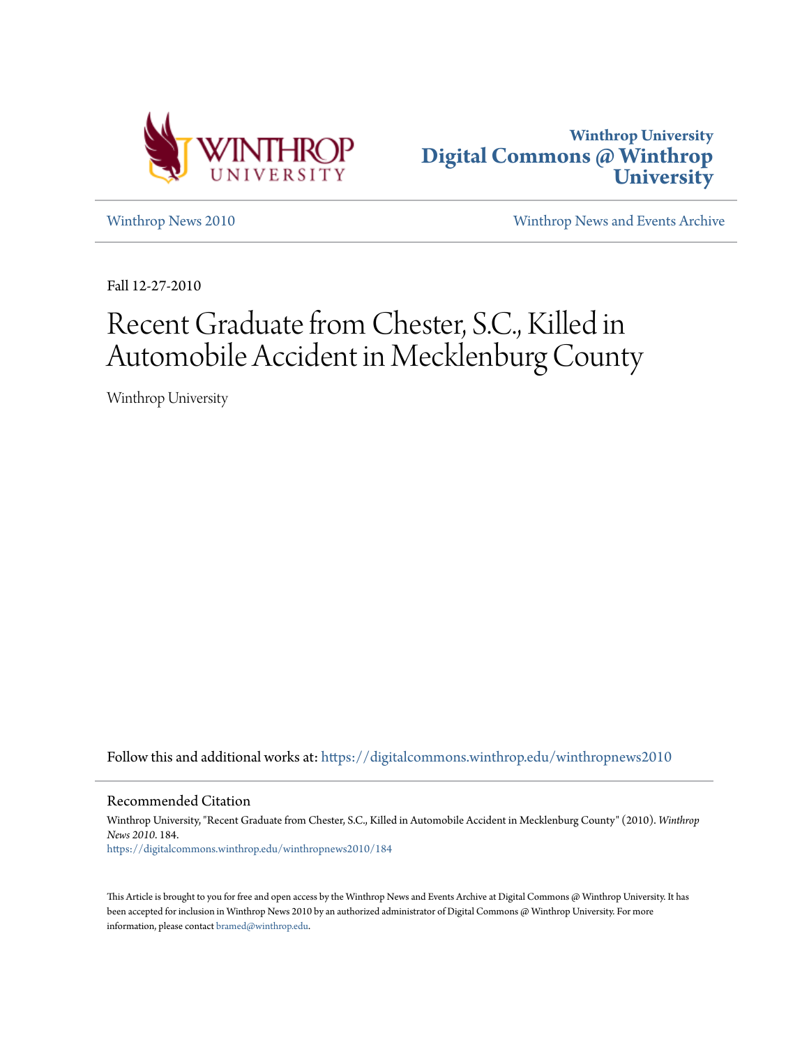Winthrop University
Digital Commons @ Winthrop University

Winthrop News 2010

Winthrop News and Events Archive

Fall 12-27-2010

# Recent Graduate from Chester, S.C., Killed in Automobile Accident in Mecklenburg County

Winthrop University

Follow this and additional works at: https://digitalcommons.winthrop.edu/winthropnews2010

## Recommended Citation

Winthrop University, "Recent Graduate from Chester, S.C., Killed in Automobile Accident in Mecklenburg County" (2010). *Winthrop News 2010*. 184.
https://digitalcommons.winthrop.edu/winthropnews2010/184

This Article is brought to you for free and open access by the Winthrop News and Events Archive at Digital Commons @ Winthrop University. It has been accepted for inclusion in Winthrop News 2010 by an authorized administrator of Digital Commons @ Winthrop University. For more information, please contact bramed@winthrop.edu.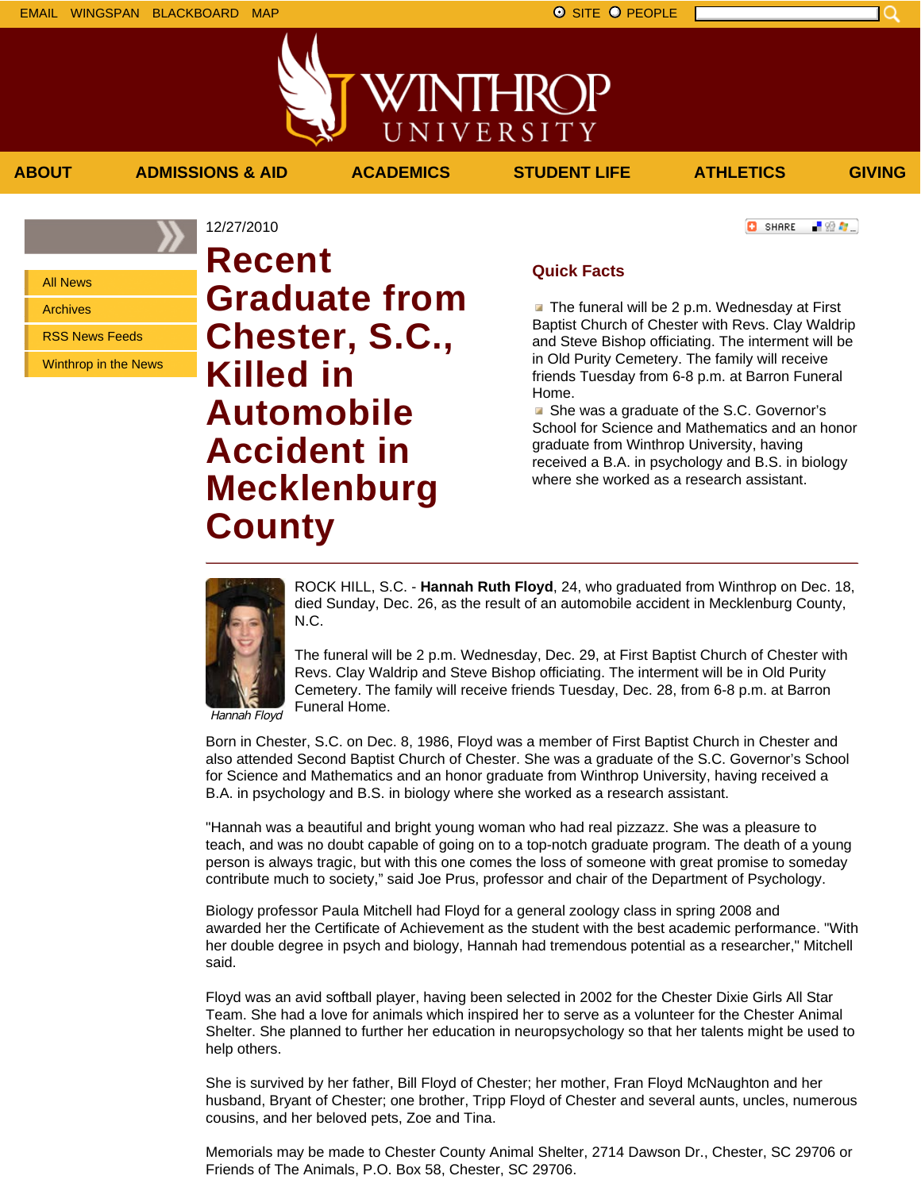EMAIL WINGSPAN BLACKBOARD MAP

SITE PEOPLE

ABOUT | ADMISSIONS & AID | ACADEMICS | STUDENT LIFE | ATHLETICS | GIVING

- All News
- Archives
- RSS News Feeds
- Winthrop in the News

12/27/2010

# Recent Graduate from Chester, S.C., Killed in Automobile Accident in Mecklenburg County

## Quick Facts

- The funeral will be 2 p.m. Wednesday at First Baptist Church of Chester with Revs. Clay Waldrip and Steve Bishop officiating. The interment will be in Old Purity Cemetery. The family will receive friends Tuesday from 6-8 p.m. at Barron Funeral Home.
- She was a graduate of the S.C. Governor's School for Science and Mathematics and an honor graduate from Winthrop University, having received a B.A. in psychology and B.S. in biology where she worked as a research assistant.

*Hannah Floyd*

ROCK HILL, S.C. - **Hannah Ruth Floyd**, 24, who graduated from Winthrop on Dec. 18, died Sunday, Dec. 26, as the result of an automobile accident in Mecklenburg County, N.C.

The funeral will be 2 p.m. Wednesday, Dec. 29, at First Baptist Church of Chester with Revs. Clay Waldrip and Steve Bishop officiating. The interment will be in Old Purity Cemetery. The family will receive friends Tuesday, Dec. 28, from 6-8 p.m. at Barron Funeral Home.

Born in Chester, S.C. on Dec. 8, 1986, Floyd was a member of First Baptist Church in Chester and also attended Second Baptist Church of Chester. She was a graduate of the S.C. Governor's School for Science and Mathematics and an honor graduate from Winthrop University, having received a B.A. in psychology and B.S. in biology where she worked as a research assistant.

"Hannah was a beautiful and bright young woman who had real pizzazz. She was a pleasure to teach, and was no doubt capable of going on to a top-notch graduate program. The death of a young person is always tragic, but with this one comes the loss of someone with great promise to someday contribute much to society," said Joe Prus, professor and chair of the Department of Psychology.

Biology professor Paula Mitchell had Floyd for a general zoology class in spring 2008 and awarded her the Certificate of Achievement as the student with the best academic performance. "With her double degree in psych and biology, Hannah had tremendous potential as a researcher," Mitchell said.

Floyd was an avid softball player, having been selected in 2002 for the Chester Dixie Girls All Star Team. She had a love for animals which inspired her to serve as a volunteer for the Chester Animal Shelter. She planned to further her education in neuropsychology so that her talents might be used to help others.

She is survived by her father, Bill Floyd of Chester; her mother, Fran Floyd McNaughton and her husband, Bryant of Chester; one brother, Tripp Floyd of Chester and several aunts, uncles, numerous cousins, and her beloved pets, Zoe and Tina.

Memorials may be made to Chester County Animal Shelter, 2714 Dawson Dr., Chester, SC 29706 or Friends of The Animals, P.O. Box 58, Chester, SC 29706.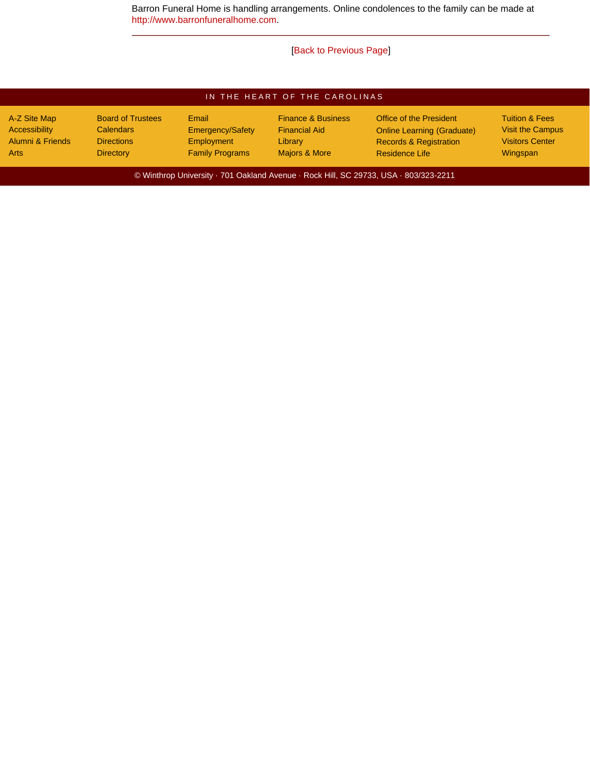Barron Funeral Home is handling arrangements. Online condolences to the family can be made at http://www.barronfuneralhome.com.

---

[Back to Previous Page]

IN THE HEART OF THE CAROLINAS

A-Z Site Map
Accessibility
Alumni & Friends
Arts
Board of Trustees
Calendars
Directions
Directory
Email
Emergency/Safety
Employment
Family Programs
Finance & Business
Financial Aid
Library
Majors & More
Office of the President
Online Learning (Graduate)
Records & Registration
Residence Life
Tuition & Fees
Visit the Campus
Visitors Center
Wingspan

© Winthrop University · 701 Oakland Avenue · Rock Hill, SC 29733, USA · 803/323-2211